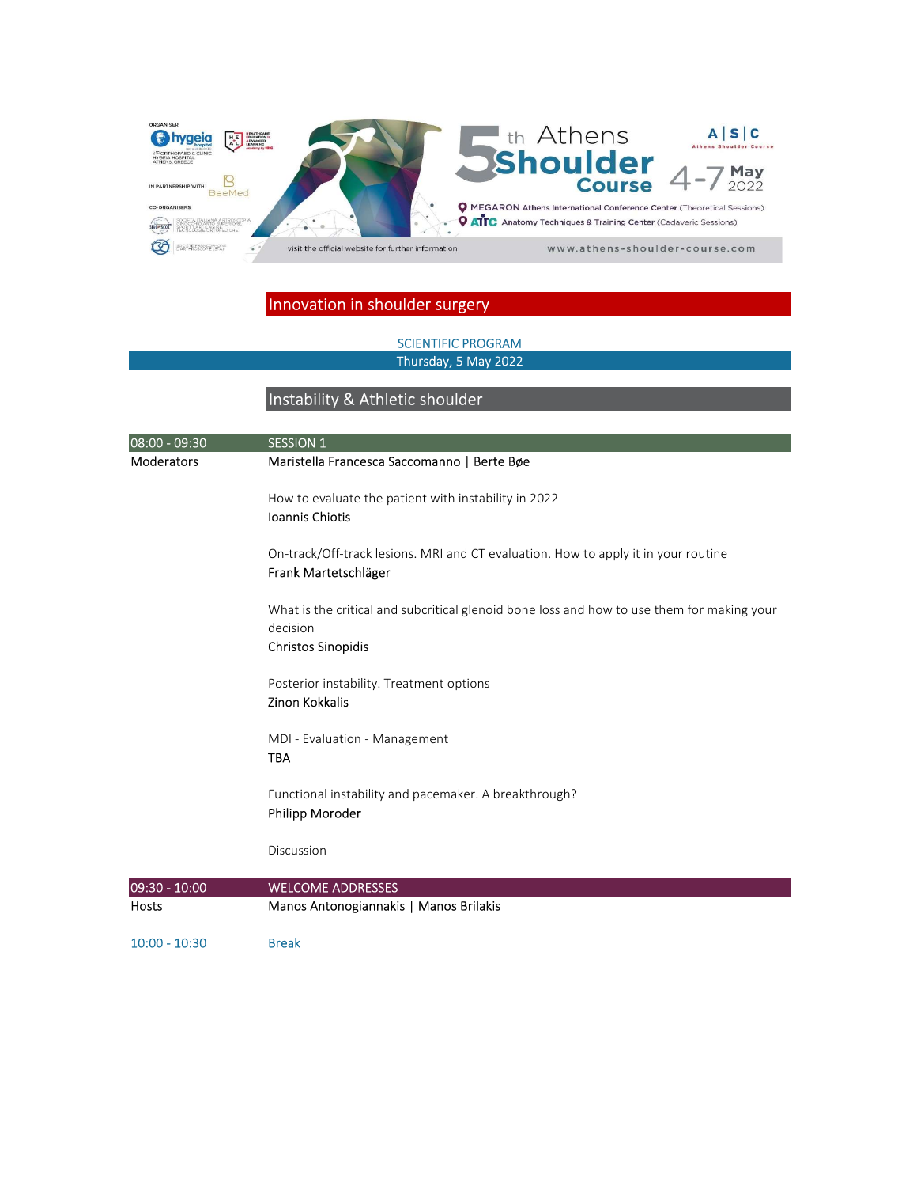ORGANISER

hygeia hospital

1st ORTHOPAEDIC CLINIC HYGEIA HOSPITAL ATHENS, GREECE

IN PARTNERSHIP WITH BeeMed

CO-ORGANISERS

# 5th Athens Shoulder Course

A | S | C Athens Shoulder Course

4-7 May 2022

MEGARON Athens International Conference Center (Theoretical Sessions)

ATTC Anatomy Techniques & Training Center (Cadaveric Sessions)

visit the official website for further information www.athens-shoulder-course.com

## Innovation in shoulder surgery

SCIENTIFIC PROGRAM

Thursday, 5 May 2022

### Instability & Athletic shoulder

**08:00 - 09:30 SESSION 1**

Moderators: Maristella Francesca Saccomanno | Berte Bøe

How to evaluate the patient with instability in 2022
Ioannis Chiotis

On-track/Off-track lesions. MRI and CT evaluation. How to apply it in your routine
Frank Martetschläger

What is the critical and subcritical glenoid bone loss and how to use them for making your decision
Christos Sinopidis

Posterior instability. Treatment options
Zinon Kokkalis

MDI - Evaluation - Management
TBA

Functional instability and pacemaker. A breakthrough?
Philipp Moroder

Discussion

**09:30 - 10:00 WELCOME ADDRESSES**

Hosts: Manos Antonogiannakis | Manos Brilakis

**10:00 - 10:30 Break**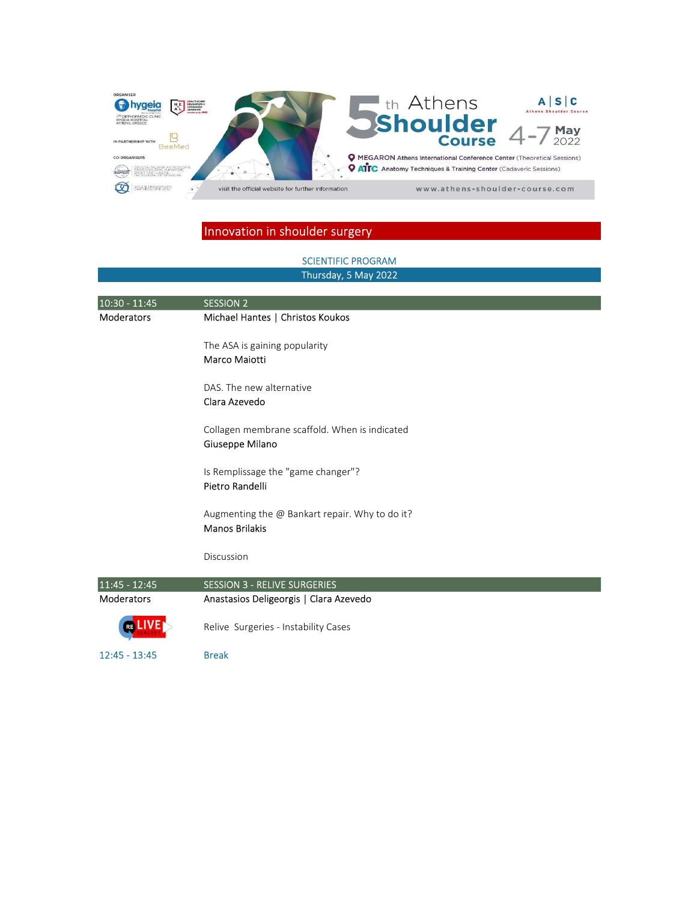# Innovation in shoulder surgery

## SCIENTIFIC PROGRAM

### Thursday, 5 May 2022

| | |
|---|---|
| **10:30 - 11:45** | **SESSION 2** |
| Moderators | Michael Hantes \| Christos Koukos |
| | The ASA is gaining popularity<br>Marco Maiotti |
| | DAS. The new alternative<br>Clara Azevedo |
| | Collagen membrane scaffold. When is indicated<br>Giuseppe Milano |
| | Is Remplissage the "game changer"?<br>Pietro Randelli |
| | Augmenting the @ Bankart repair. Why to do it?<br>Manos Brilakis |
| | Discussion |
| **11:45 - 12:45** | **SESSION 3 - RELIVE SURGERIES** |
| Moderators | Anastasios Deligeorgis \| Clara Azevedo |
| RE LIVE SURGERY | Relive Surgeries - Instability Cases |
| 12:45 - 13:45 | Break |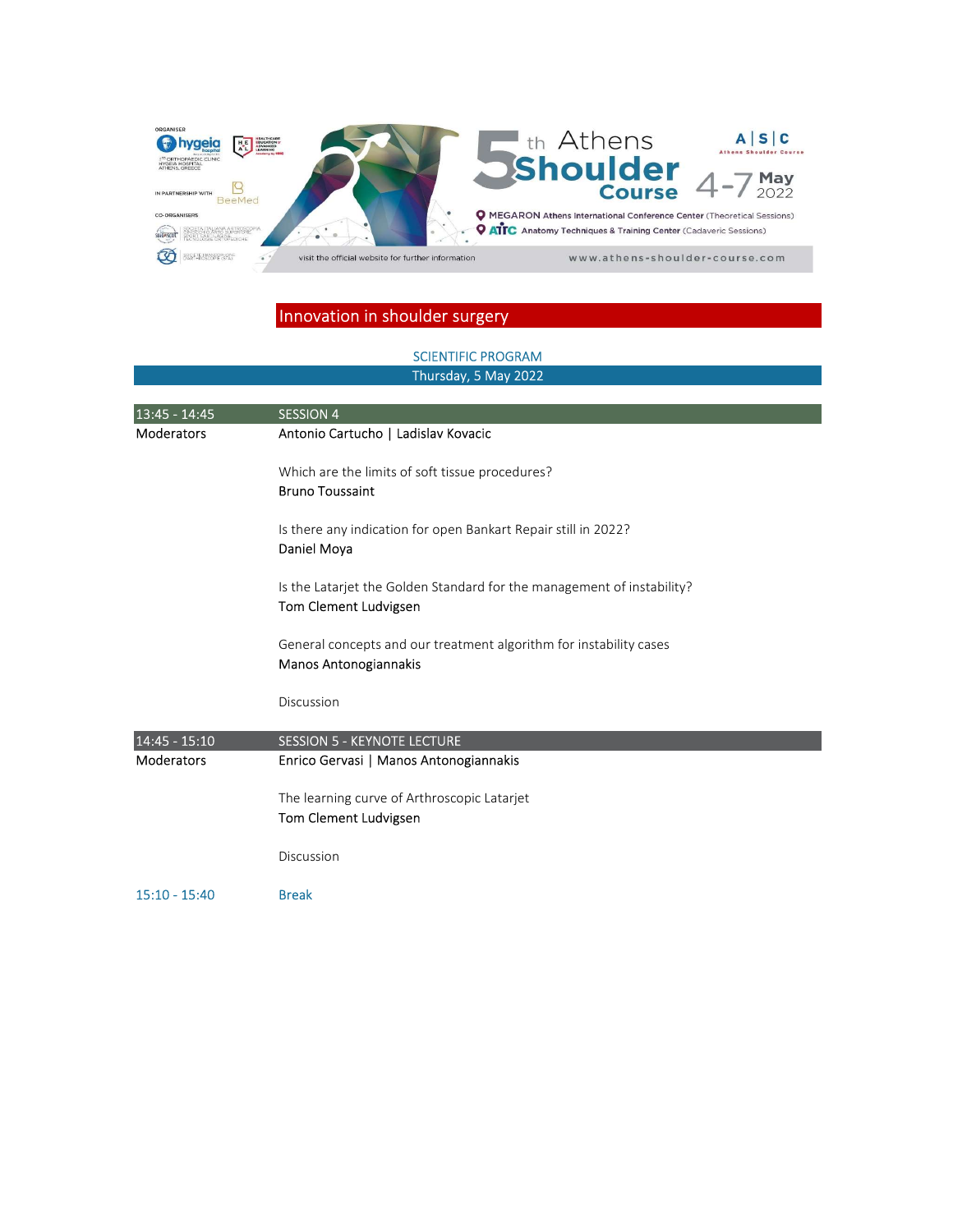## Innovation in shoulder surgery

### SCIENTIFIC PROGRAM

**Thursday, 5 May 2022**

| 13:45 - 14:45 | SESSION 4 |
|---|---|
| Moderators | Antonio Cartucho \| Ladislav Kovacic |
| | Which are the limits of soft tissue procedures?<br>Bruno Toussaint |
| | Is there any indication for open Bankart Repair still in 2022?<br>Daniel Moya |
| | Is the Latarjet the Golden Standard for the management of instability?<br>Tom Clement Ludvigsen |
| | General concepts and our treatment algorithm for instability cases<br>Manos Antonogiannakis |
| | Discussion |

| 14:45 - 15:10 | SESSION 5 - KEYNOTE LECTURE |
|---|---|
| Moderators | Enrico Gervasi \| Manos Antonogiannakis |
| | The learning curve of Arthroscopic Latarjet<br>Tom Clement Ludvigsen |
| | Discussion |
| 15:10 - 15:40 | Break |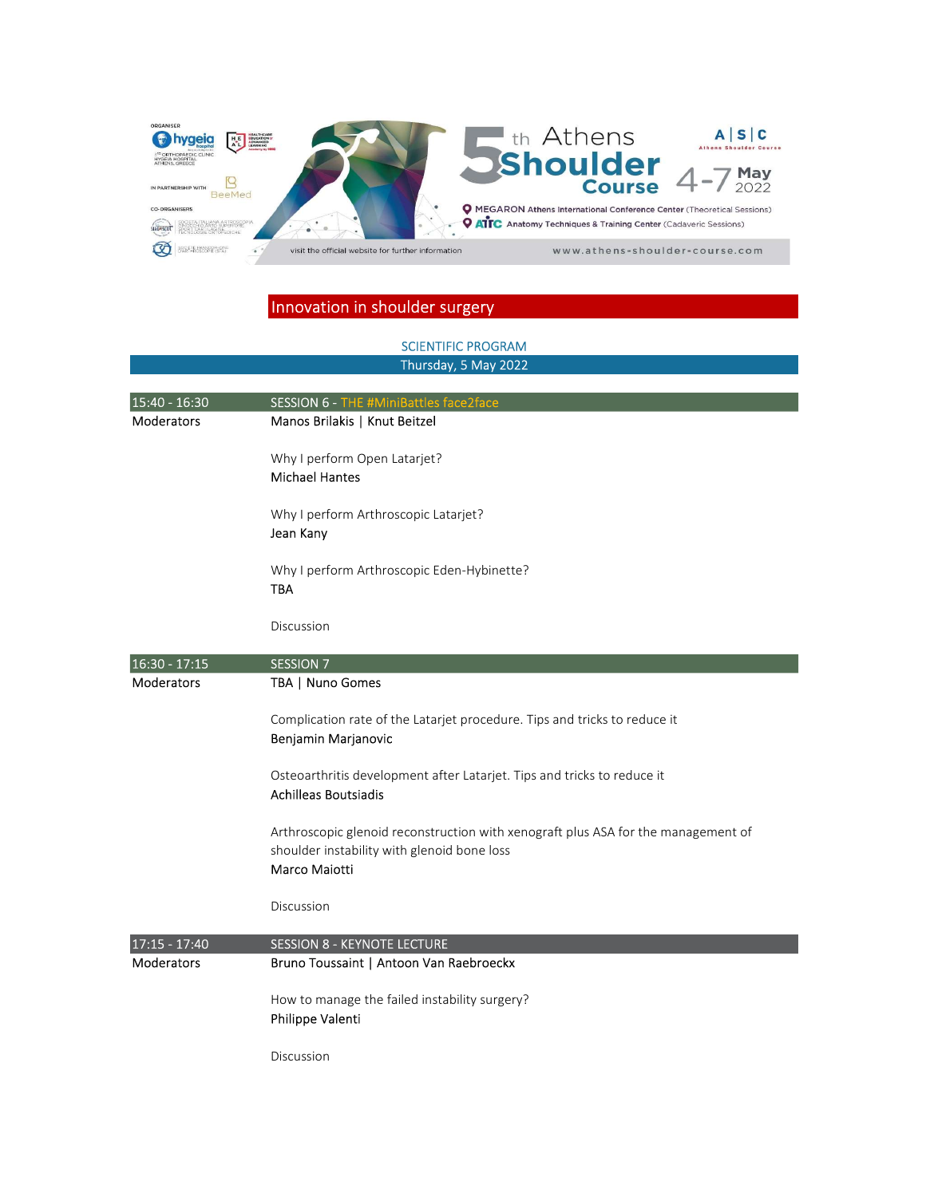## Innovation in shoulder surgery

### SCIENTIFIC PROGRAM

**Thursday, 5 May 2022**

| 15:40 - 16:30 | SESSION 6 - THE #MiniBattles face2face |
|---|---|
| Moderators | Manos Brilakis \| Knut Beitzel |

Why I perform Open Latarjet?
Michael Hantes

Why I perform Arthroscopic Latarjet?
Jean Kany

Why I perform Arthroscopic Eden-Hybinette?
TBA

Discussion

| 16:30 - 17:15 | SESSION 7 |
|---|---|
| Moderators | TBA \| Nuno Gomes |

Complication rate of the Latarjet procedure. Tips and tricks to reduce it
Benjamin Marjanovic

Osteoarthritis development after Latarjet. Tips and tricks to reduce it
Achilleas Boutsiadis

Arthroscopic glenoid reconstruction with xenograft plus ASA for the management of shoulder instability with glenoid bone loss
Marco Maiotti

Discussion

| 17:15 - 17:40 | SESSION 8 - KEYNOTE LECTURE |
|---|---|
| Moderators | Bruno Toussaint \| Antoon Van Raebroeckx |

How to manage the failed instability surgery?
Philippe Valenti

Discussion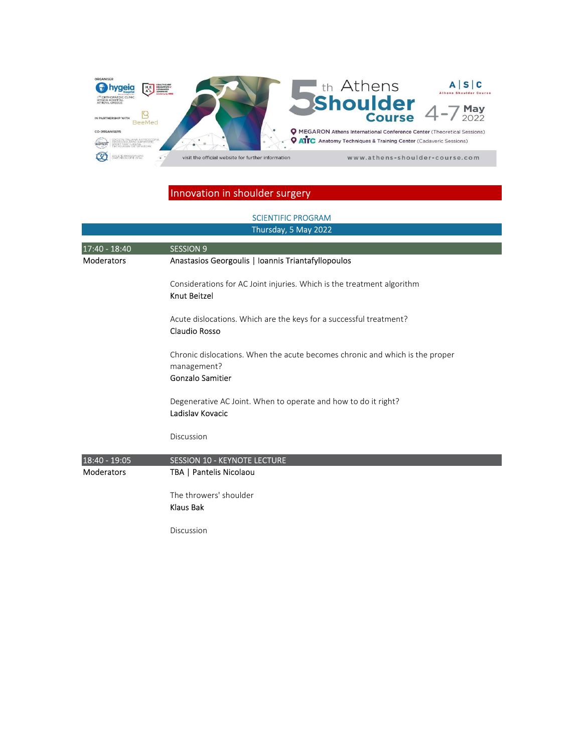## Innovation in shoulder surgery

### SCIENTIFIC PROGRAM

### Thursday, 5 May 2022

| 17:40 - 18:40 | SESSION 9 |
|---|---|
| Moderators | Anastasios Georgoulis \| Ioannis Triantafyllopoulos |
| | Considerations for AC Joint injuries. Which is the treatment algorithm<br>Knut Beitzel |
| | Acute dislocations. Which are the keys for a successful treatment?<br>Claudio Rosso |
| | Chronic dislocations. When the acute becomes chronic and which is the proper management?<br>Gonzalo Samitier |
| | Degenerative AC Joint. When to operate and how to do it right?<br>Ladislav Kovacic |
| | Discussion |

| 18:40 - 19:05 | SESSION 10 - KEYNOTE LECTURE |
|---|---|
| Moderators | TBA \| Pantelis Nicolaou |
| | The throwers' shoulder<br>Klaus Bak |
| | Discussion |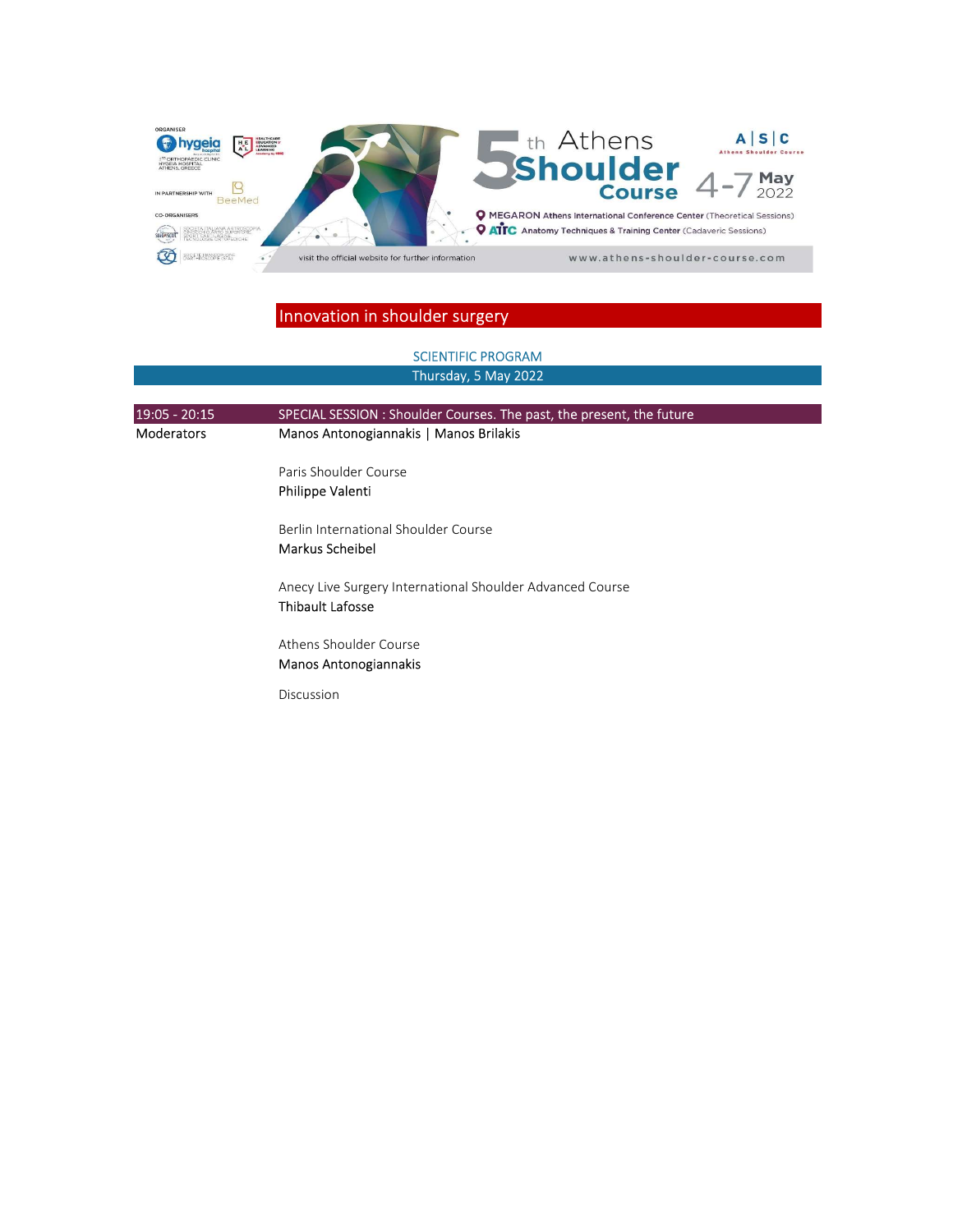## Innovation in shoulder surgery

### SCIENTIFIC PROGRAM

**Thursday, 5 May 2022**

| 19:05 - 20:15 | SPECIAL SESSION : Shoulder Courses. The past, the present, the future |
|---|---|
| Moderators | Manos Antonogiannakis \| Manos Brilakis |
| | Paris Shoulder Course<br>Philippe Valenti |
| | Berlin International Shoulder Course<br>Markus Scheibel |
| | Anecy Live Surgery International Shoulder Advanced Course<br>Thibault Lafosse |
| | Athens Shoulder Course<br>Manos Antonogiannakis |
| | Discussion |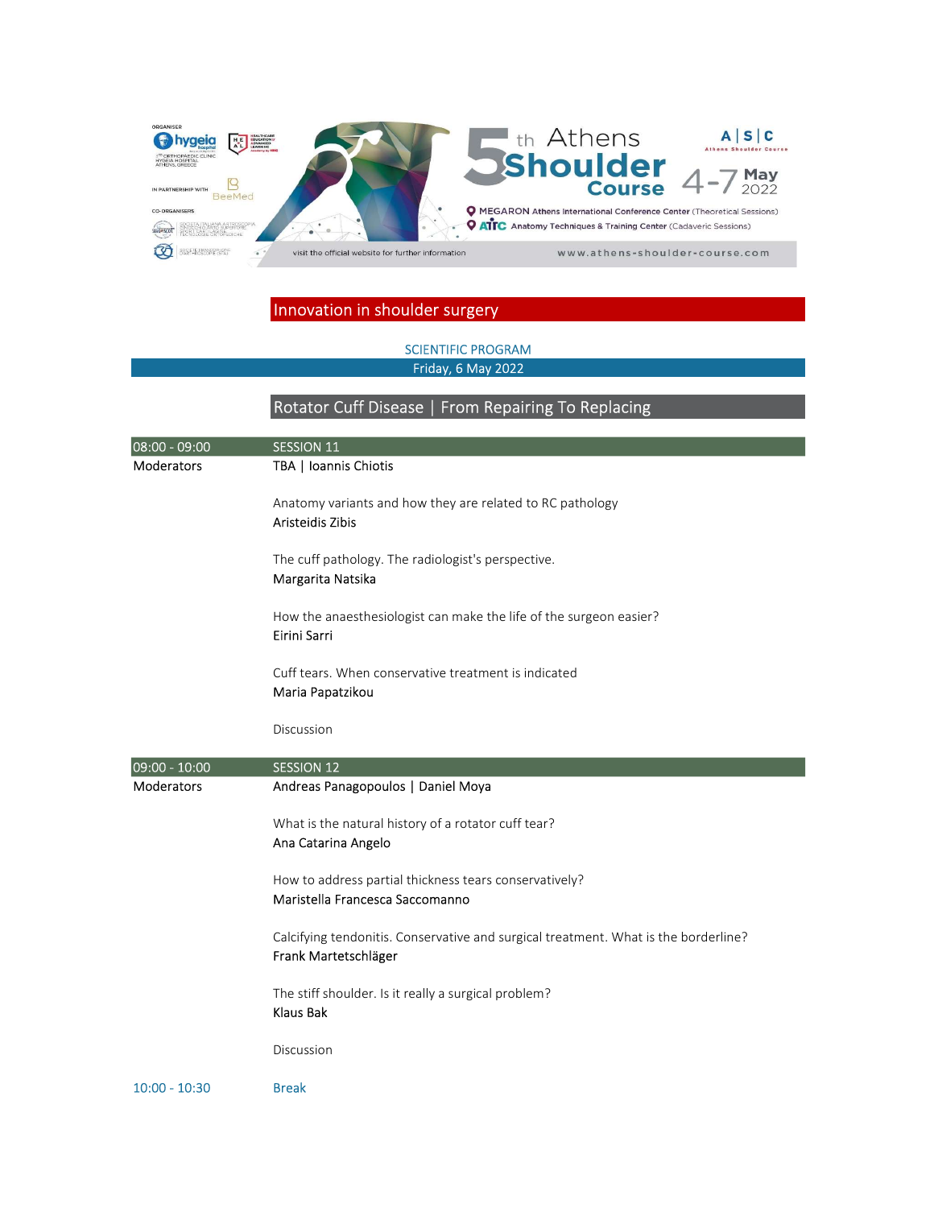# Innovation in shoulder surgery

## SCIENTIFIC PROGRAM

**Friday, 6 May 2022**

## Rotator Cuff Disease | From Repairing To Replacing

**08:00 - 09:00 — SESSION 11**

Moderators: TBA | Ioannis Chiotis

Anatomy variants and how they are related to RC pathology
Aristeidis Zibis

The cuff pathology. The radiologist's perspective.
Margarita Natsika

How the anaesthesiologist can make the life of the surgeon easier?
Eirini Sarri

Cuff tears. When conservative treatment is indicated
Maria Papatzikou

Discussion

**09:00 - 10:00 — SESSION 12**

Moderators: Andreas Panagopoulos | Daniel Moya

What is the natural history of a rotator cuff tear?
Ana Catarina Angelo

How to address partial thickness tears conservatively?
Maristella Francesca Saccomanno

Calcifying tendonitis. Conservative and surgical treatment. What is the borderline?
Frank Martetschläger

The stiff shoulder. Is it really a surgical problem?
Klaus Bak

Discussion

**10:00 - 10:30** Break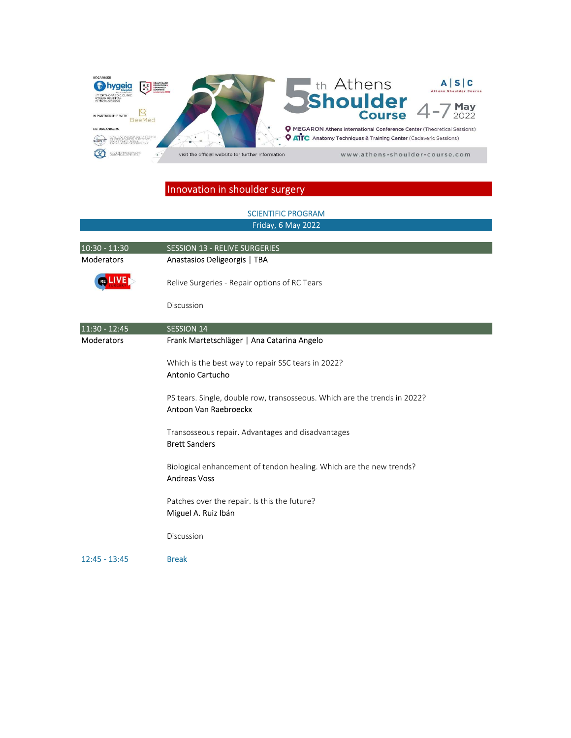# Innovation in shoulder surgery

## SCIENTIFIC PROGRAM

### Friday, 6 May 2022

| | |
|---|---|
| **10:30 - 11:30** | **SESSION 13 - RELIVE SURGERIES** |
| Moderators | Anastasios Deligeorgis \| TBA |
| | Relive Surgeries - Repair options of RC Tears |
| | Discussion |
| **11:30 - 12:45** | **SESSION 14** |
| Moderators | Frank Martetschläger \| Ana Catarina Angelo |
| | Which is the best way to repair SSC tears in 2022?<br>Antonio Cartucho |
| | PS tears. Single, double row, transosseous. Which are the trends in 2022?<br>Antoon Van Raebroeckx |
| | Transosseous repair. Advantages and disadvantages<br>Brett Sanders |
| | Biological enhancement of tendon healing. Which are the new trends?<br>Andreas Voss |
| | Patches over the repair. Is this the future?<br>Miguel A. Ruiz Ibán |
| | Discussion |
| 12:45 - 13:45 | Break |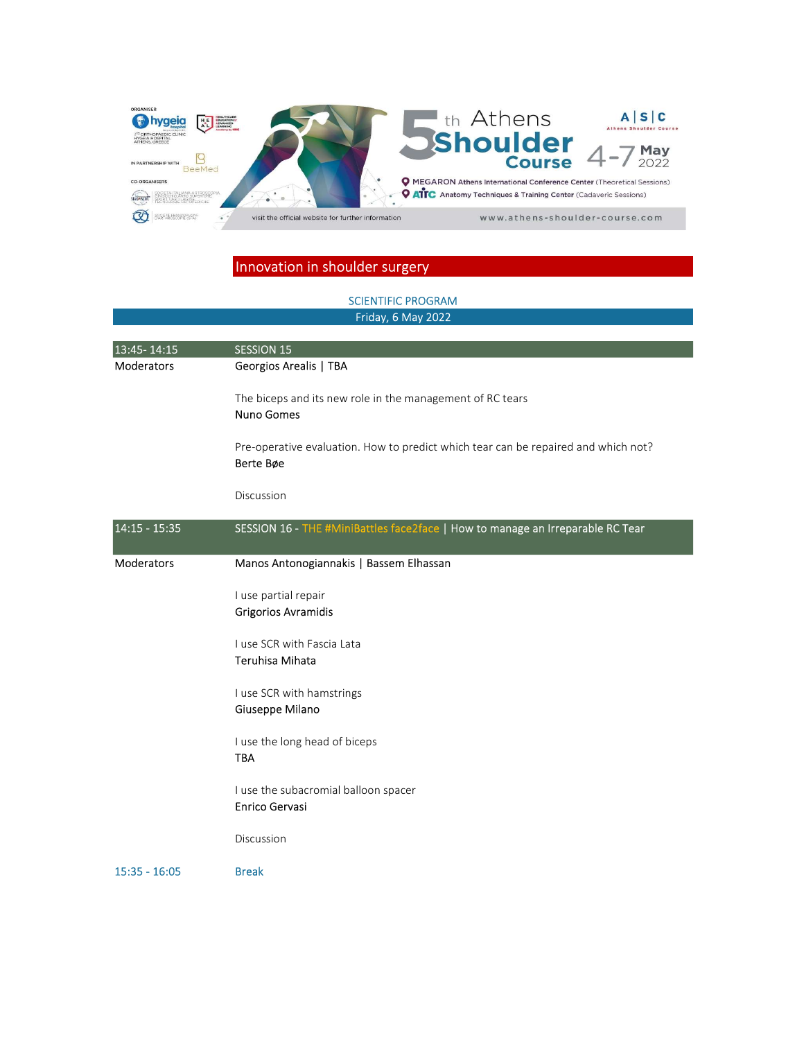# Innovation in shoulder surgery

## SCIENTIFIC PROGRAM

### Friday, 6 May 2022

| | |
|---|---|
| 13:45- 14:15 | SESSION 15 |
| Moderators | Georgios Arealis \| TBA |
| | The biceps and its new role in the management of RC tears<br>Nuno Gomes |
| | Pre-operative evaluation. How to predict which tear can be repaired and which not?<br>Berte Bøe |
| | Discussion |
| 14:15 - 15:35 | SESSION 16 - THE #MiniBattles face2face \| How to manage an Irreparable RC Tear |
| Moderators | Manos Antonogiannakis \| Bassem Elhassan |
| | I use partial repair<br>Grigorios Avramidis |
| | I use SCR with Fascia Lata<br>Teruhisa Mihata |
| | I use SCR with hamstrings<br>Giuseppe Milano |
| | I use the long head of biceps<br>TBA |
| | I use the subacromial balloon spacer<br>Enrico Gervasi |
| | Discussion |
| 15:35 - 16:05 | Break |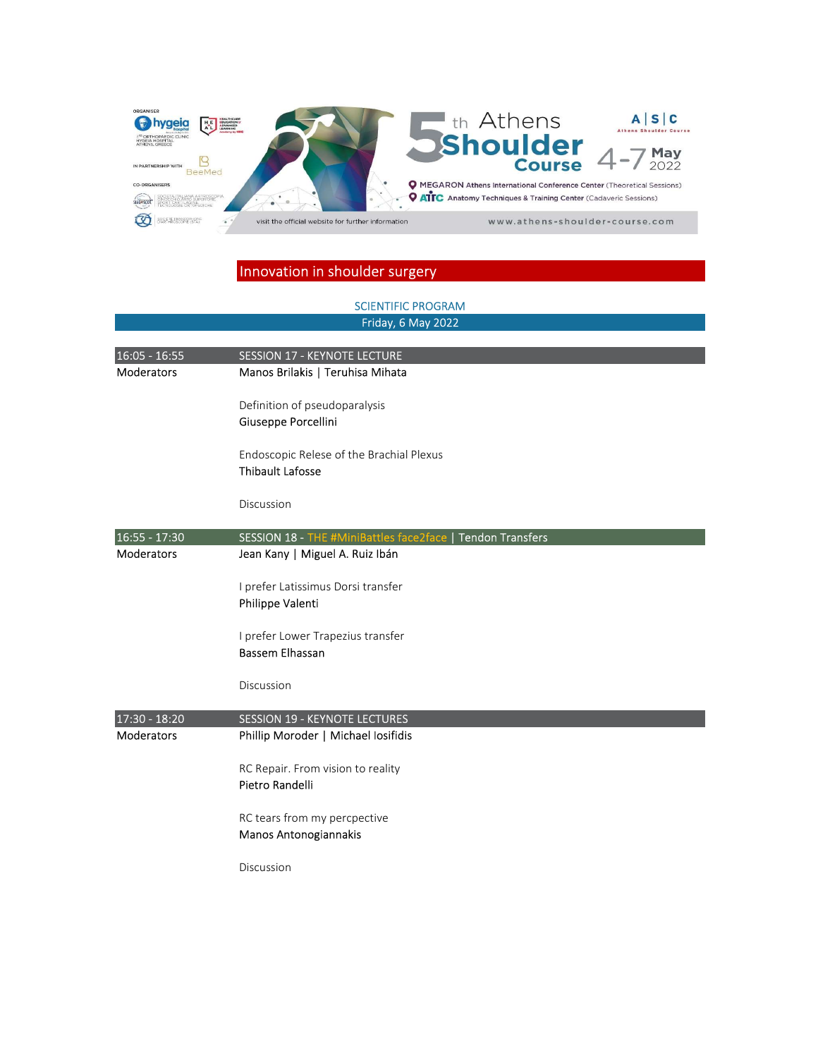Innovation in shoulder surgery

SCIENTIFIC PROGRAM

Friday, 6 May 2022

| 16:05 - 16:55 | SESSION 17 - KEYNOTE LECTURE |
|---|---|
| Moderators | Manos Brilakis \| Teruhisa Mihata |
| | Definition of pseudoparalysis<br>Giuseppe Porcellini |
| | Endoscopic Relese of the Brachial Plexus<br>Thibault Lafosse |
| | Discussion |

| 16:55 - 17:30 | SESSION 18 - THE #MiniBattles face2face \| Tendon Transfers |
|---|---|
| Moderators | Jean Kany \| Miguel A. Ruiz Ibán |
| | I prefer Latissimus Dorsi transfer<br>Philippe Valenti |
| | I prefer Lower Trapezius transfer<br>Bassem Elhassan |
| | Discussion |

| 17:30 - 18:20 | SESSION 19 - KEYNOTE LECTURES |
|---|---|
| Moderators | Phillip Moroder \| Michael Iosifidis |
| | RC Repair. From vision to reality<br>Pietro Randelli |
| | RC tears from my percpective<br>Manos Antonogiannakis |
| | Discussion |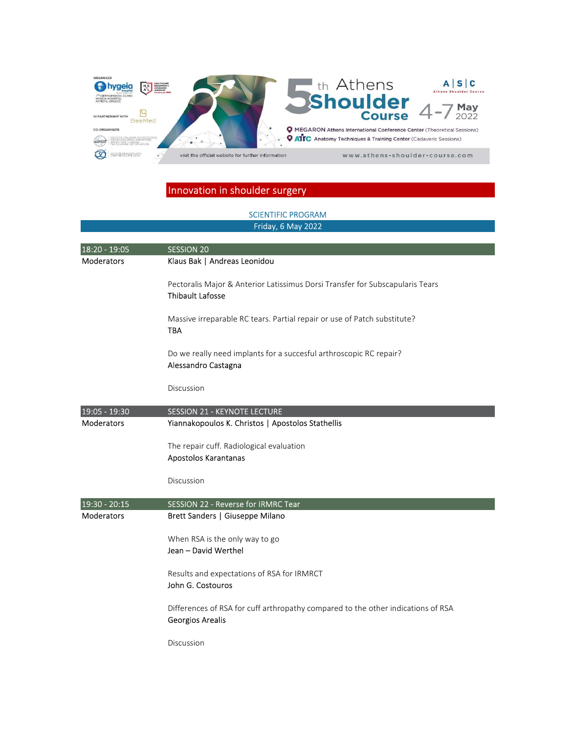## Innovation in shoulder surgery

### SCIENTIFIC PROGRAM

**Friday, 6 May 2022**

| 18:20 - 19:05 | SESSION 20 |
|---|---|
| Moderators | Klaus Bak \| Andreas Leonidou |
| | Pectoralis Major & Anterior Latissimus Dorsi Transfer for Subscapularis Tears<br>Thibault Lafosse |
| | Massive irreparable RC tears. Partial repair or use of Patch substitute?<br>TBA |
| | Do we really need implants for a succesful arthroscopic RC repair?<br>Alessandro Castagna |
| | Discussion |

| 19:05 - 19:30 | SESSION 21 - KEYNOTE LECTURE |
|---|---|
| Moderators | Yiannakopoulos K. Christos \| Apostolos Stathellis |
| | The repair cuff. Radiological evaluation<br>Apostolos Karantanas |
| | Discussion |

| 19:30 - 20:15 | SESSION 22 - Reverse for IRMRC Tear |
|---|---|
| Moderators | Brett Sanders \| Giuseppe Milano |
| | When RSA is the only way to go<br>Jean – David Werthel |
| | Results and expectations of RSA for IRMRCT<br>John G. Costouros |
| | Differences of RSA for cuff arthropathy compared to the other indications of RSA<br>Georgios Arealis |
| | Discussion |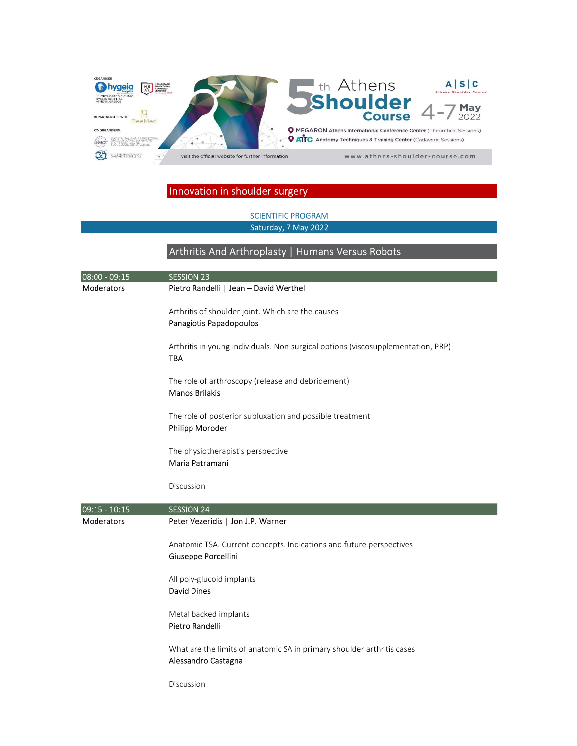## Innovation in shoulder surgery

SCIENTIFIC PROGRAM

Saturday, 7 May 2022

### Arthritis And Arthroplasty | Humans Versus Robots

| 08:00 - 09:15 | SESSION 23 |
|---|---|
| Moderators | Pietro Randelli \| Jean – David Werthel |
| | Arthritis of shoulder joint. Which are the causes<br>Panagiotis Papadopoulos |
| | Arthritis in young individuals. Non-surgical options (viscosupplementation, PRP)<br>TBA |
| | The role of arthroscopy (release and debridement)<br>Manos Brilakis |
| | The role of posterior subluxation and possible treatment<br>Philipp Moroder |
| | The physiotherapist's perspective<br>Maria Patramani |
| | Discussion |

| 09:15 - 10:15 | SESSION 24 |
|---|---|
| Moderators | Peter Vezeridis \| Jon J.P. Warner |
| | Anatomic TSA. Current concepts. Indications and future perspectives<br>Giuseppe Porcellini |
| | All poly-glucoid implants<br>David Dines |
| | Metal backed implants<br>Pietro Randelli |
| | What are the limits of anatomic SA in primary shoulder arthritis cases<br>Alessandro Castagna |
| | Discussion |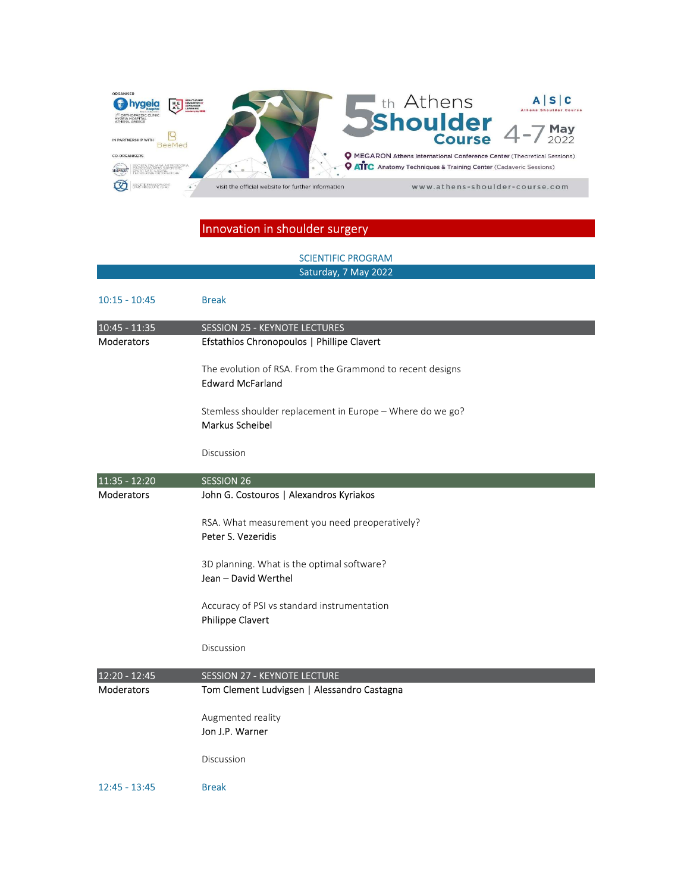## Innovation in shoulder surgery

### SCIENTIFIC PROGRAM

**Saturday, 7 May 2022**

| | |
|---|---|
| 10:15 - 10:45 | Break |
| **10:45 - 11:35** | **SESSION 25 - KEYNOTE LECTURES** |
| Moderators | Efstathios Chronopoulos \| Phillipe Clavert |
| | The evolution of RSA. From the Grammond to recent designs<br>Edward McFarland |
| | Stemless shoulder replacement in Europe – Where do we go?<br>Markus Scheibel |
| | Discussion |
| **11:35 - 12:20** | **SESSION 26** |
| Moderators | John G. Costouros \| Alexandros Kyriakos |
| | RSA. What measurement you need preoperatively?<br>Peter S. Vezeridis |
| | 3D planning. What is the optimal software?<br>Jean – David Werthel |
| | Accuracy of PSI vs standard instrumentation<br>Philippe Clavert |
| | Discussion |
| **12:20 - 12:45** | **SESSION 27 - KEYNOTE LECTURE** |
| Moderators | Tom Clement Ludvigsen \| Alessandro Castagna |
| | Augmented reality<br>Jon J.P. Warner |
| | Discussion |
| 12:45 - 13:45 | Break |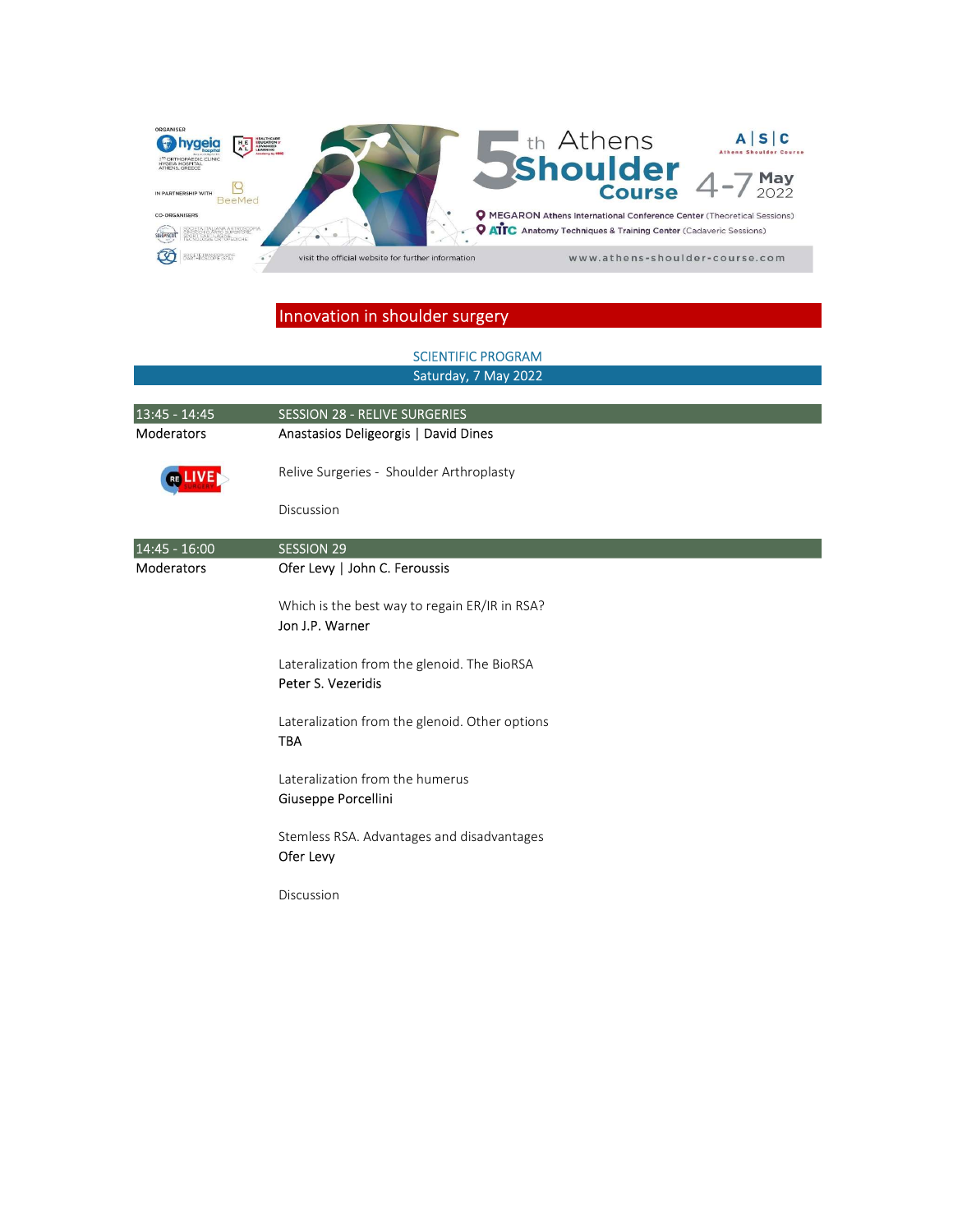**Innovation in shoulder surgery**

## SCIENTIFIC PROGRAM

### Saturday, 7 May 2022

| 13:45 - 14:45 | SESSION 28 - RELIVE SURGERIES |
|---|---|
| Moderators | Anastasios Deligeorgis \| David Dines |
| | Relive Surgeries - Shoulder Arthroplasty |
| | Discussion |

| 14:45 - 16:00 | SESSION 29 |
|---|---|
| Moderators | Ofer Levy \| John C. Feroussis |
| | Which is the best way to regain ER/IR in RSA?<br>Jon J.P. Warner |
| | Lateralization from the glenoid. The BioRSA<br>Peter S. Vezeridis |
| | Lateralization from the glenoid. Other options<br>TBA |
| | Lateralization from the humerus<br>Giuseppe Porcellini |
| | Stemless RSA. Advantages and disadvantages<br>Ofer Levy |
| | Discussion |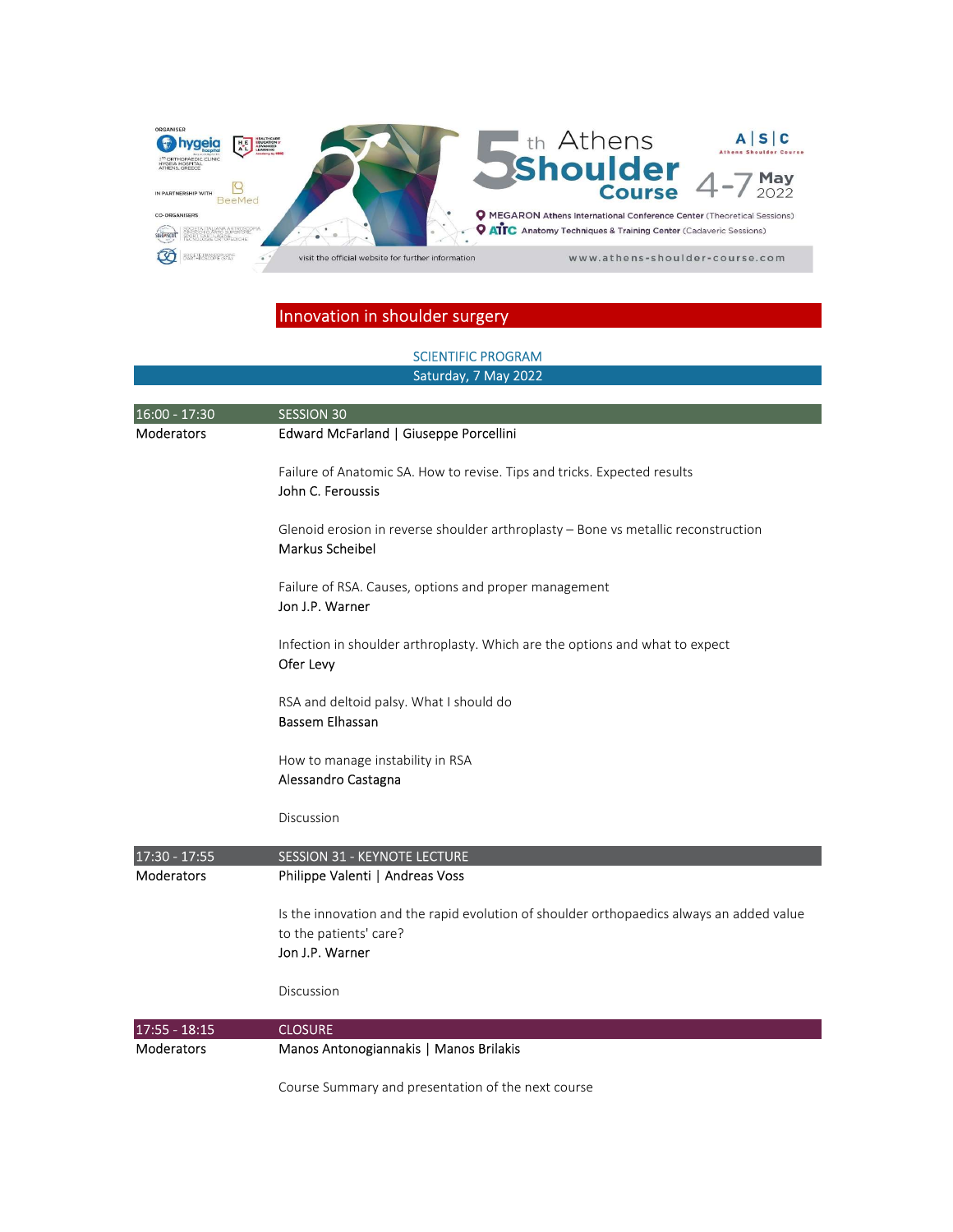5th Athens Shoulder Course

4-7 May 2022

ORGANISER: hygeia hospital, 1st Orthopaedic Clinic Hygeia Hospital Athens, Greece | HEAL

IN PARTNERSHIP WITH: BeeMed

CO-ORGANISERS

A|S|C Athens Shoulder Course

MEGARON Athens International Conference Center (Theoretical Sessions)

ATTC Anatomy Techniques & Training Center (Cadaveric Sessions)

visit the official website for further information www.athens-shoulder-course.com

## Innovation in shoulder surgery

### SCIENTIFIC PROGRAM

### Saturday, 7 May 2022

| | |
|---|---|
| 16:00 - 17:30 | SESSION 30 |
| Moderators | Edward McFarland \| Giuseppe Porcellini |
| | Failure of Anatomic SA. How to revise. Tips and tricks. Expected results<br>John C. Feroussis |
| | Glenoid erosion in reverse shoulder arthroplasty – Bone vs metallic reconstruction<br>Markus Scheibel |
| | Failure of RSA. Causes, options and proper management<br>Jon J.P. Warner |
| | Infection in shoulder arthroplasty. Which are the options and what to expect<br>Ofer Levy |
| | RSA and deltoid palsy. What I should do<br>Bassem Elhassan |
| | How to manage instability in RSA<br>Alessandro Castagna |
| | Discussion |
| 17:30 - 17:55 | SESSION 31 - KEYNOTE LECTURE |
| Moderators | Philippe Valenti \| Andreas Voss |
| | Is the innovation and the rapid evolution of shoulder orthopaedics always an added value to the patients' care?<br>Jon J.P. Warner |
| | Discussion |
| 17:55 - 18:15 | CLOSURE |
| Moderators | Manos Antonogiannakis \| Manos Brilakis |
| | Course Summary and presentation of the next course |